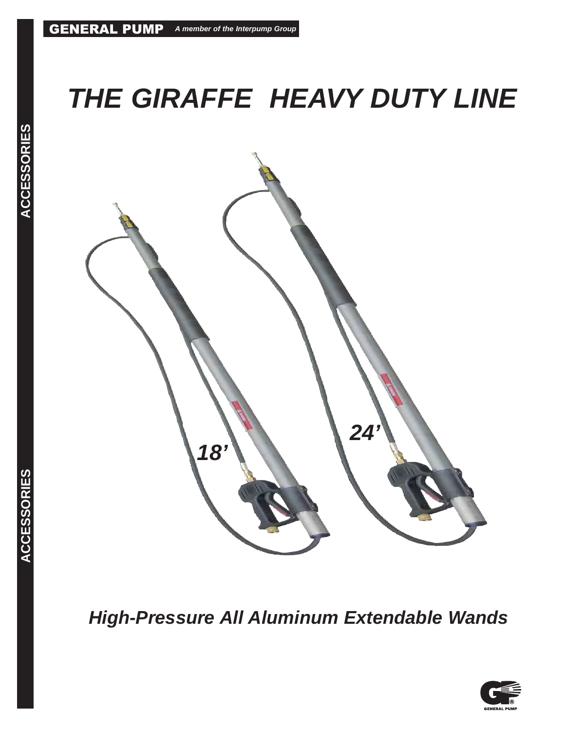GENERAL PUMP *A member of the Interpump Group*

# *THE GIRAFFE HEAVY DUTY LINE*

*18'*

*24'*

## *High-Pressure All Aluminum Extendable Wands*

ACCESSORIES

ACCESSORIES

GENERAL PUMP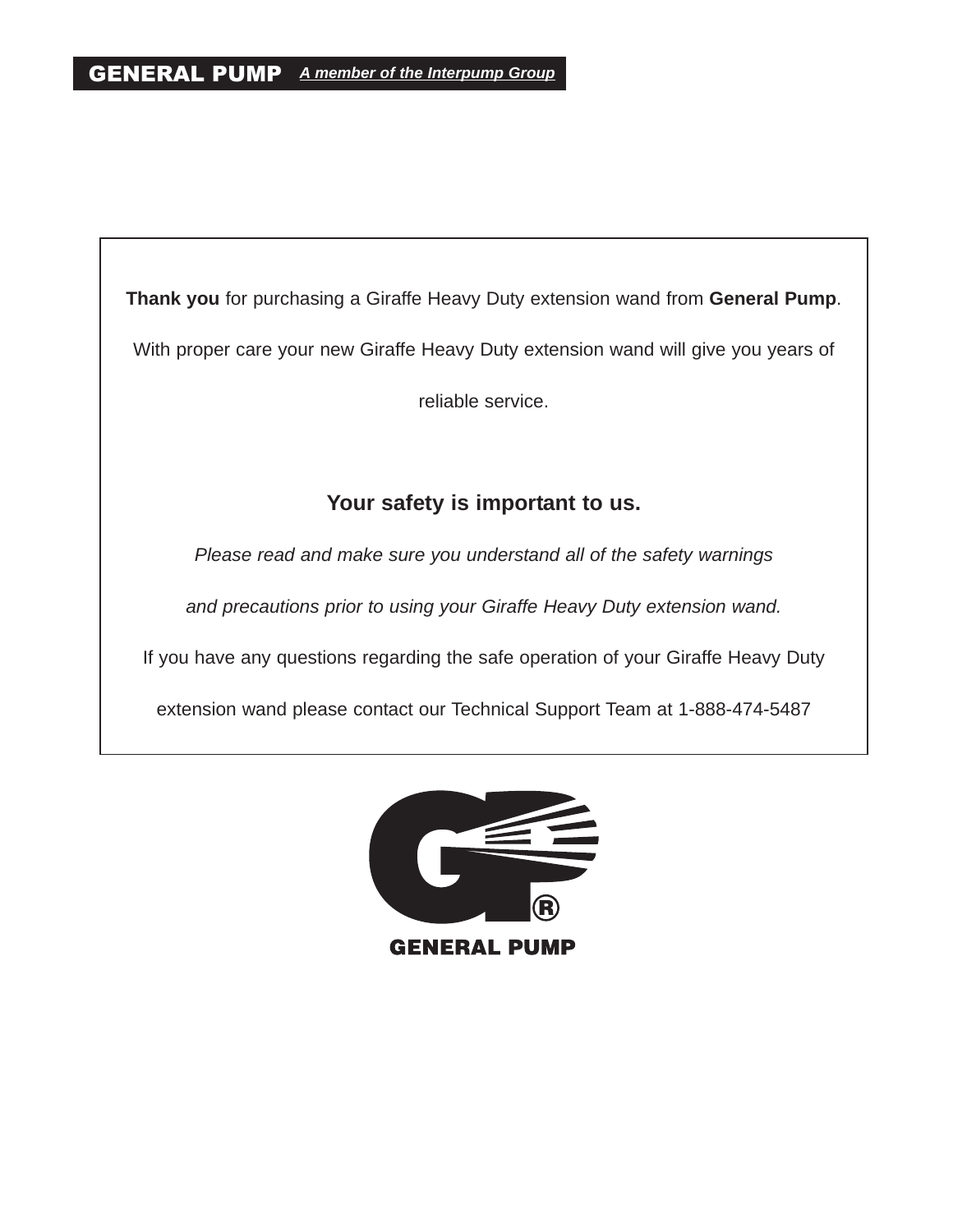**Thank you** for purchasing a Giraffe Heavy Duty extension wand from **General Pump**.

With proper care your new Giraffe Heavy Duty extension wand will give you years of reliable service.

## Your safety is important to us.

*Please read and make sure you understand all of the safety warnings and precautions prior to using your Giraffe Heavy Duty extension wand.*

If you have any questions regarding the safe operation of your Giraffe Heavy Duty extension wand please contact our Technical Support Team at 1-888-474-5487

GENERAL PUMP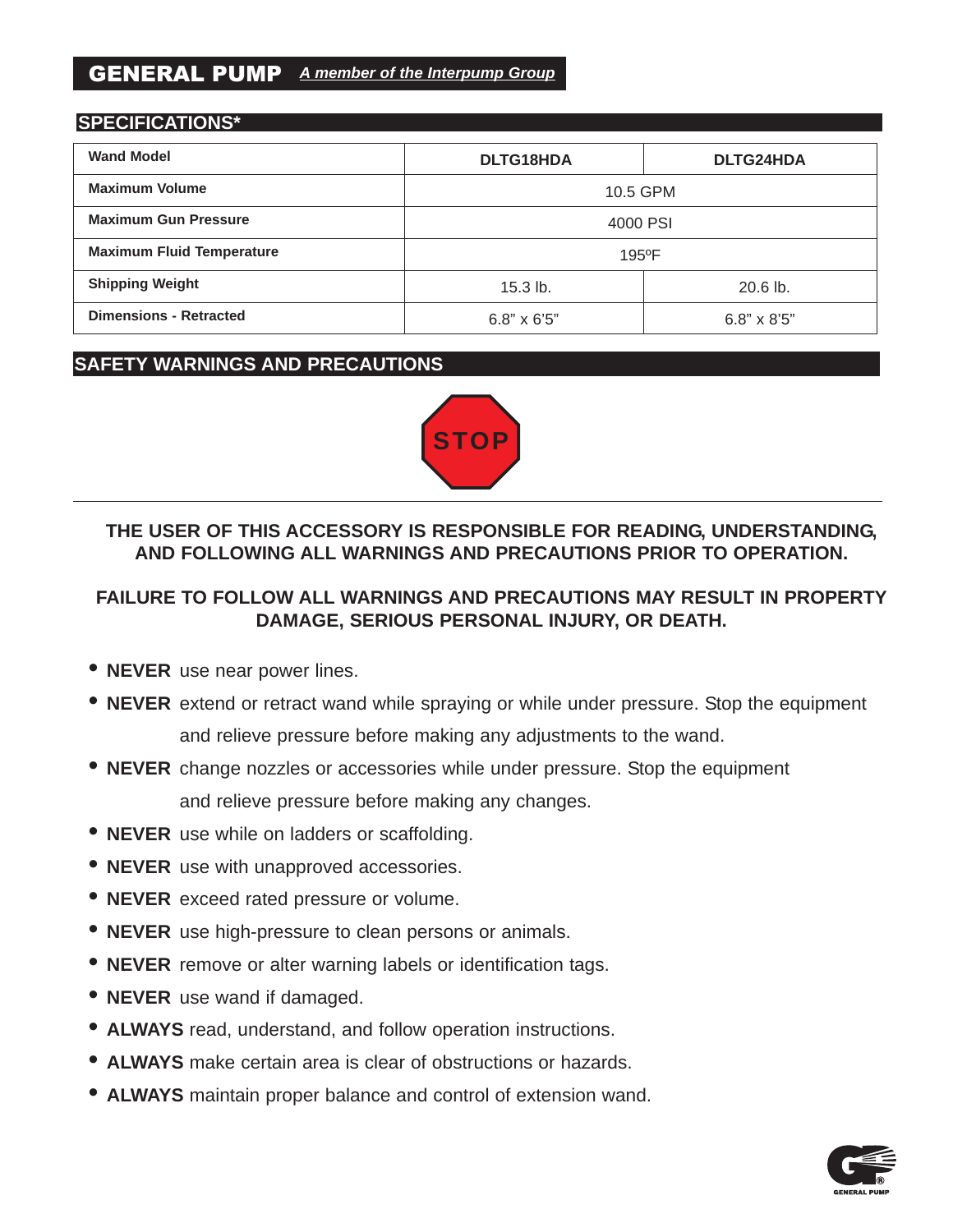# GENERAL PUMP *A member of the Interpump Group*

## SPECIFICATIONS*

| Wand Model | DLTG18HDA | DLTG24HDA |
|---|---|---|
| Maximum Volume | 10.5 GPM | |
| Maximum Gun Pressure | 4000 PSI | |
| Maximum Fluid Temperature | 195ºF | |
| Shipping Weight | 15.3 lb. | 20.6 lb. |
| Dimensions - Retracted | 6.8" x 6'5" | 6.8" x 8'5" |

## SAFETY WARNINGS AND PRECAUTIONS

STOP

**THE USER OF THIS ACCESSORY IS RESPONSIBLE FOR READING, UNDERSTANDING, AND FOLLOWING ALL WARNINGS AND PRECAUTIONS PRIOR TO OPERATION.**

**FAILURE TO FOLLOW ALL WARNINGS AND PRECAUTIONS MAY RESULT IN PROPERTY DAMAGE, SERIOUS PERSONAL INJURY, OR DEATH.**

- **NEVER** use near power lines.
- **NEVER** extend or retract wand while spraying or while under pressure. Stop the equipment and relieve pressure before making any adjustments to the wand.
- **NEVER** change nozzles or accessories while under pressure. Stop the equipment and relieve pressure before making any changes.
- **NEVER** use while on ladders or scaffolding.
- **NEVER** use with unapproved accessories.
- **NEVER** exceed rated pressure or volume.
- **NEVER** use high-pressure to clean persons or animals.
- **NEVER** remove or alter warning labels or identification tags.
- **NEVER** use wand if damaged.
- **ALWAYS** read, understand, and follow operation instructions.
- **ALWAYS** make certain area is clear of obstructions or hazards.
- **ALWAYS** maintain proper balance and control of extension wand.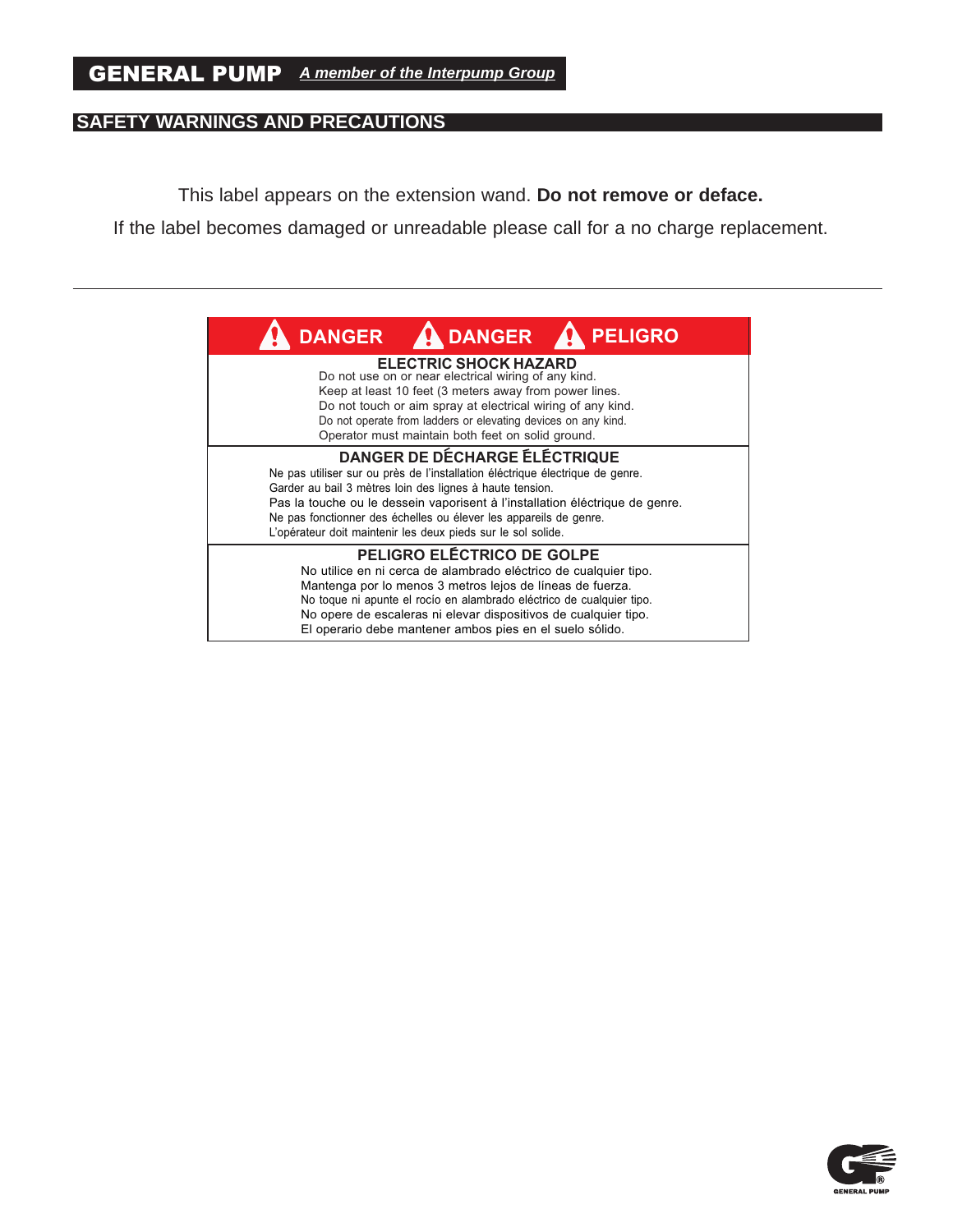GENERAL PUMP *A member of the Interpump Group*

## SAFETY WARNINGS AND PRECAUTIONS

This label appears on the extension wand. **Do not remove or deface.**

If the label becomes damaged or unreadable please call for a no charge replacement.

---

**DANGER  DANGER  PELIGRO**

**ELECTRIC SHOCK HAZARD**

Do not use on or near electrical wiring of any kind.
Keep at least 10 feet (3 meters away from power lines.
Do not touch or aim spray at electrical wiring of any kind.
Do not operate from ladders or elevating devices on any kind.
Operator must maintain both feet on solid ground.

**DANGER DE DÉCHARGE ÉLÉCTRIQUE**

Ne pas utiliser sur ou près de l'installation éléctrique éléctrique de genre.
Garder au bail 3 mètres loin des lignes à haute tension.
Pas la touche ou le dessein vaporisent à l'installation éléctrique de genre.
Ne pas fonctionner des échelles ou élever les appareils de genre.
L'opérateur doit maintenir les deux pieds sur le sol solide.

**PELIGRO ELÉCTRICO DE GOLPE**

No utilice en ni cerca de alambrado eléctrico de cualquier tipo.
Mantenga por lo menos 3 metros lejos de líneas de fuerza.
No toque ni apunte el rocío en alambrado eléctrico de cualquier tipo.
No opere de escaleras ni elevar dispositivos de cualquier tipo.
El operario debe mantener ambos pies en el suelo sólido.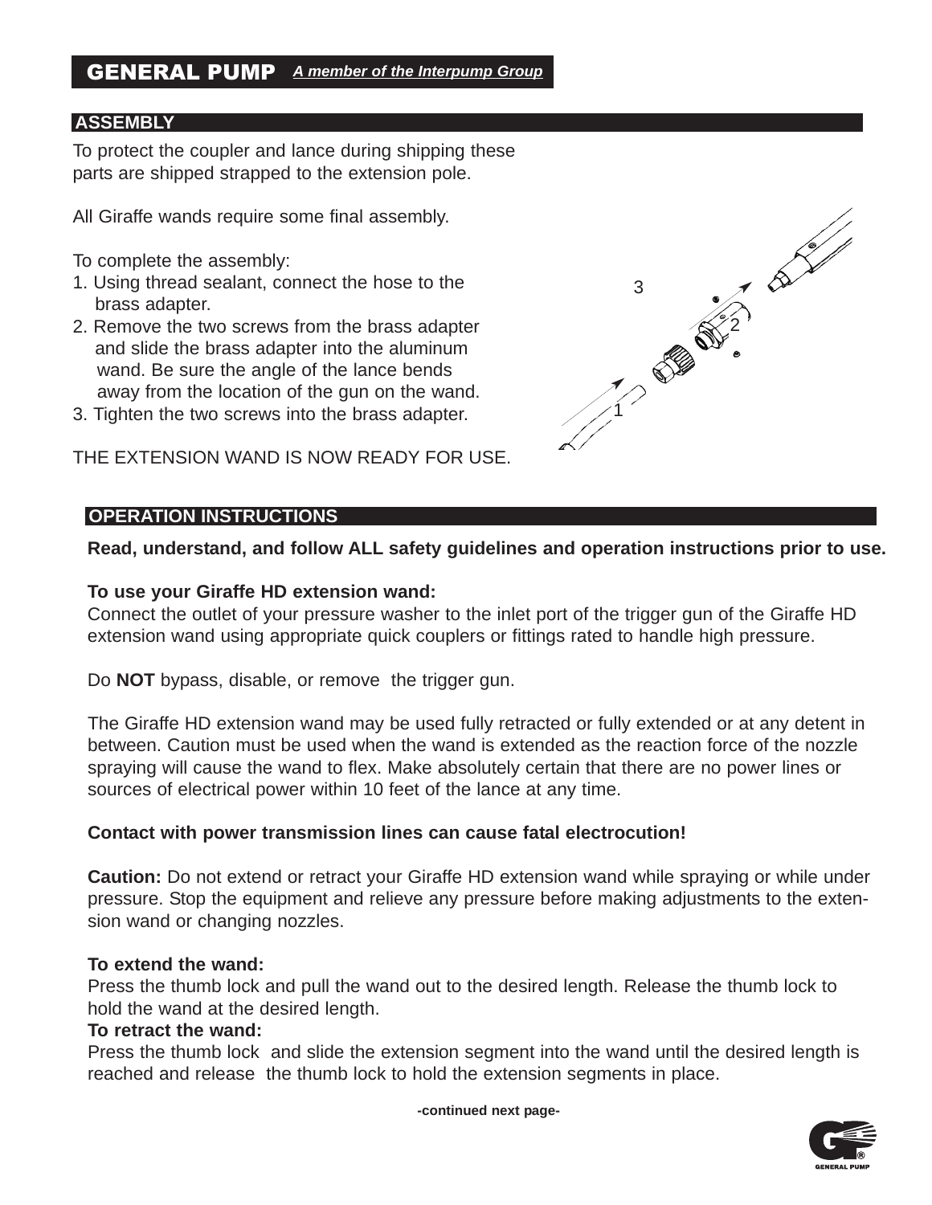**GENERAL PUMP** *A member of the Interpump Group*

## ASSEMBLY

To protect the coupler and lance during shipping these parts are shipped strapped to the extension pole.

All Giraffe wands require some final assembly.

To complete the assembly:

1. Using thread sealant, connect the hose to the brass adapter.
2. Remove the two screws from the brass adapter and slide the brass adapter into the aluminum wand. Be sure the angle of the lance bends away from the location of the gun on the wand.
3. Tighten the two screws into the brass adapter.

THE EXTENSION WAND IS NOW READY FOR USE.

## OPERATION INSTRUCTIONS

**Read, understand, and follow ALL safety guidelines and operation instructions prior to use.**

**To use your Giraffe HD extension wand:**
Connect the outlet of your pressure washer to the inlet port of the trigger gun of the Giraffe HD extension wand using appropriate quick couplers or fittings rated to handle high pressure.

Do **NOT** bypass, disable, or remove the trigger gun.

The Giraffe HD extension wand may be used fully retracted or fully extended or at any detent in between. Caution must be used when the wand is extended as the reaction force of the nozzle spraying will cause the wand to flex. Make absolutely certain that there are no power lines or sources of electrical power within 10 feet of the lance at any time.

**Contact with power transmission lines can cause fatal electrocution!**

**Caution:** Do not extend or retract your Giraffe HD extension wand while spraying or while under pressure. Stop the equipment and relieve any pressure before making adjustments to the extension wand or changing nozzles.

**To extend the wand:**
Press the thumb lock and pull the wand out to the desired length. Release the thumb lock to hold the wand at the desired length.

**To retract the wand:**
Press the thumb lock and slide the extension segment into the wand until the desired length is reached and release the thumb lock to hold the extension segments in place.

-continued next page-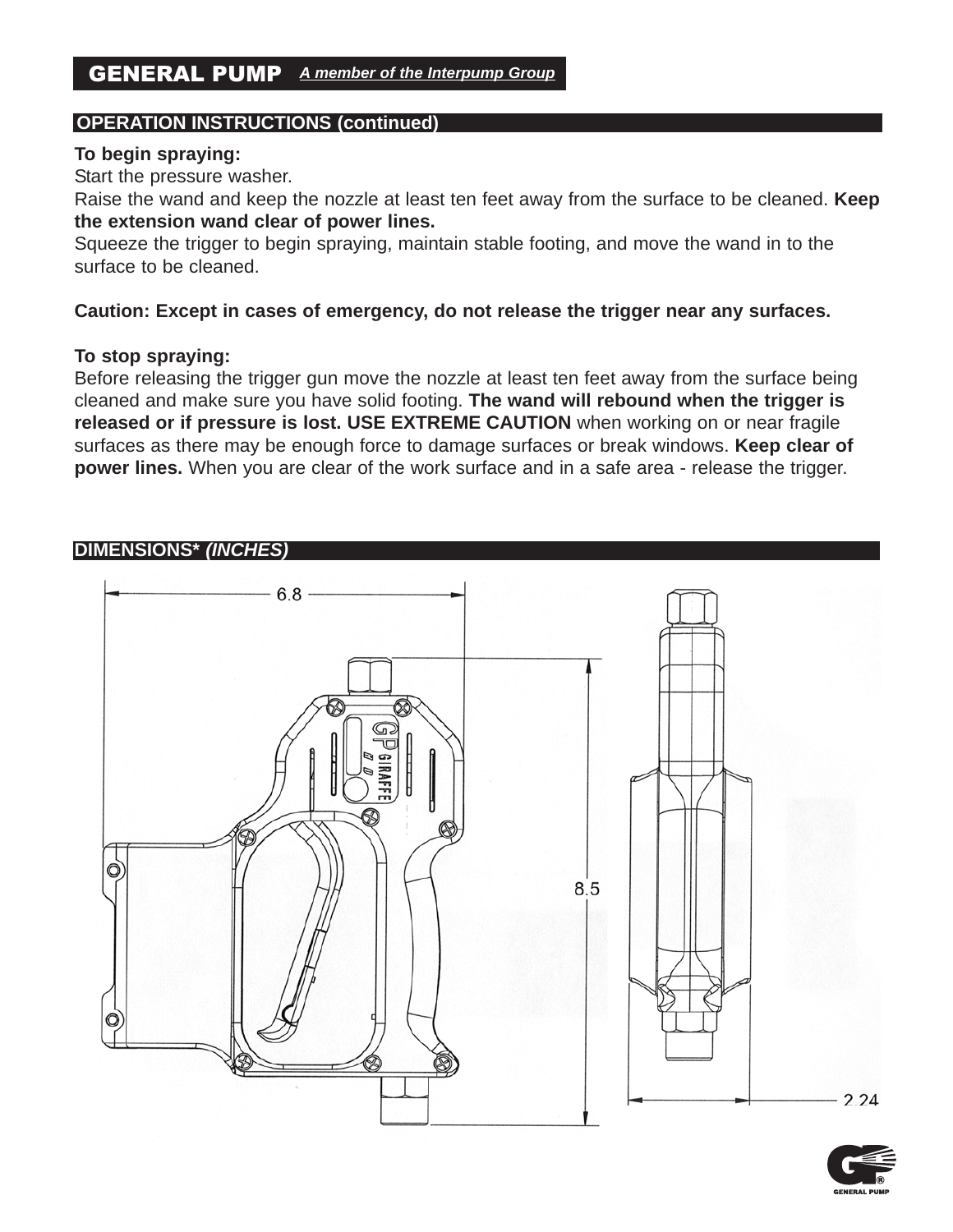## OPERATION INSTRUCTIONS (continued)

**To begin spraying:**

Start the pressure washer.

Raise the wand and keep the nozzle at least ten feet away from the surface to be cleaned. **Keep the extension wand clear of power lines.**

Squeeze the trigger to begin spraying, maintain stable footing, and move the wand in to the surface to be cleaned.

**Caution: Except in cases of emergency, do not release the trigger near any surfaces.**

**To stop spraying:**

Before releasing the trigger gun move the nozzle at least ten feet away from the surface being cleaned and make sure you have solid footing. **The wand will rebound when the trigger is released or if pressure is lost. USE EXTREME CAUTION** when working on or near fragile surfaces as there may be enough force to damage surfaces or break windows. **Keep clear of power lines.** When you are clear of the work surface and in a safe area - release the trigger.

## DIMENSIONS* *(INCHES)*

6.8

8.5

2.24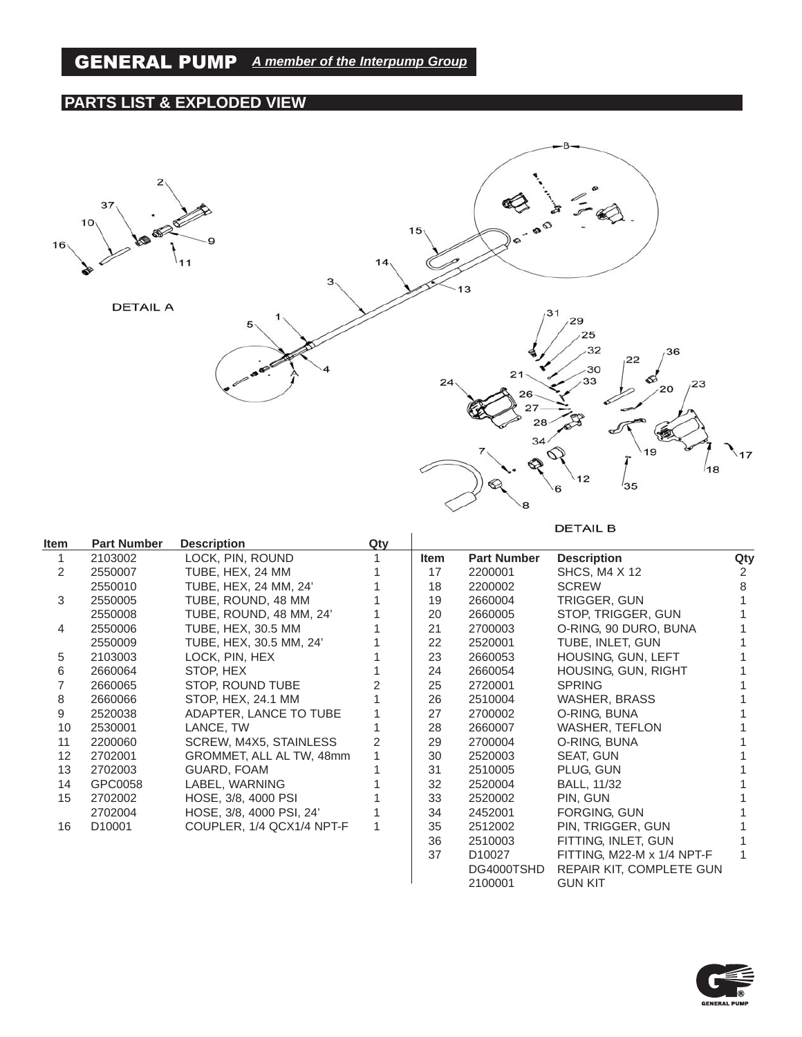## PARTS LIST & EXPLODED VIEW

DETAIL A

DETAIL B

| Item | Part Number | Description | Qty |
|---|---|---|---|
| 1 | 2103002 | LOCK, PIN, ROUND | 1 |
| 2 | 2550007 | TUBE, HEX, 24 MM | 1 |
| | 2550010 | TUBE, HEX, 24 MM, 24' | 1 |
| 3 | 2550005 | TUBE, ROUND, 48 MM | 1 |
| | 2550008 | TUBE, ROUND, 48 MM, 24' | 1 |
| 4 | 2550006 | TUBE, HEX, 30.5 MM | 1 |
| | 2550009 | TUBE, HEX, 30.5 MM, 24' | 1 |
| 5 | 2103003 | LOCK, PIN, HEX | 1 |
| 6 | 2660064 | STOP, HEX | 1 |
| 7 | 2660065 | STOP, ROUND TUBE | 2 |
| 8 | 2660066 | STOP, HEX, 24.1 MM | 1 |
| 9 | 2520038 | ADAPTER, LANCE TO TUBE | 1 |
| 10 | 2530001 | LANCE, TW | 1 |
| 11 | 2200060 | SCREW, M4X5, STAINLESS | 2 |
| 12 | 2702001 | GROMMET, ALL AL TW, 48mm | 1 |
| 13 | 2702003 | GUARD, FOAM | 1 |
| 14 | GPC0058 | LABEL, WARNING | 1 |
| 15 | 2702002 | HOSE, 3/8, 4000 PSI | 1 |
| | 2702004 | HOSE, 3/8, 4000 PSI, 24' | 1 |
| 16 | D10001 | COUPLER, 1/4 QCX1/4 NPT-F | 1 |

| Item | Part Number | Description | Qty |
|---|---|---|---|
| 17 | 2200001 | SHCS, M4 X 12 | 2 |
| 18 | 2200002 | SCREW | 8 |
| 19 | 2660004 | TRIGGER, GUN | 1 |
| 20 | 2660005 | STOP, TRIGGER, GUN | 1 |
| 21 | 2700003 | O-RING, 90 DURO, BUNA | 1 |
| 22 | 2520001 | TUBE, INLET, GUN | 1 |
| 23 | 2660053 | HOUSING, GUN, LEFT | 1 |
| 24 | 2660054 | HOUSING, GUN, RIGHT | 1 |
| 25 | 2720001 | SPRING | 1 |
| 26 | 2510004 | WASHER, BRASS | 1 |
| 27 | 2700002 | O-RING, BUNA | 1 |
| 28 | 2660007 | WASHER, TEFLON | 1 |
| 29 | 2700004 | O-RING, BUNA | 1 |
| 30 | 2520003 | SEAT, GUN | 1 |
| 31 | 2510005 | PLUG, GUN | 1 |
| 32 | 2520004 | BALL, 11/32 | 1 |
| 33 | 2520002 | PIN, GUN | 1 |
| 34 | 2452001 | FORGING, GUN | 1 |
| 35 | 2512002 | PIN, TRIGGER, GUN | 1 |
| 36 | 2510003 | FITTING, INLET, GUN | 1 |
| 37 | D10027 | FITTING, M22-M x 1/4 NPT-F | 1 |
| | DG4000TSHD | REPAIR KIT, COMPLETE GUN | |
| | 2100001 | GUN KIT | |